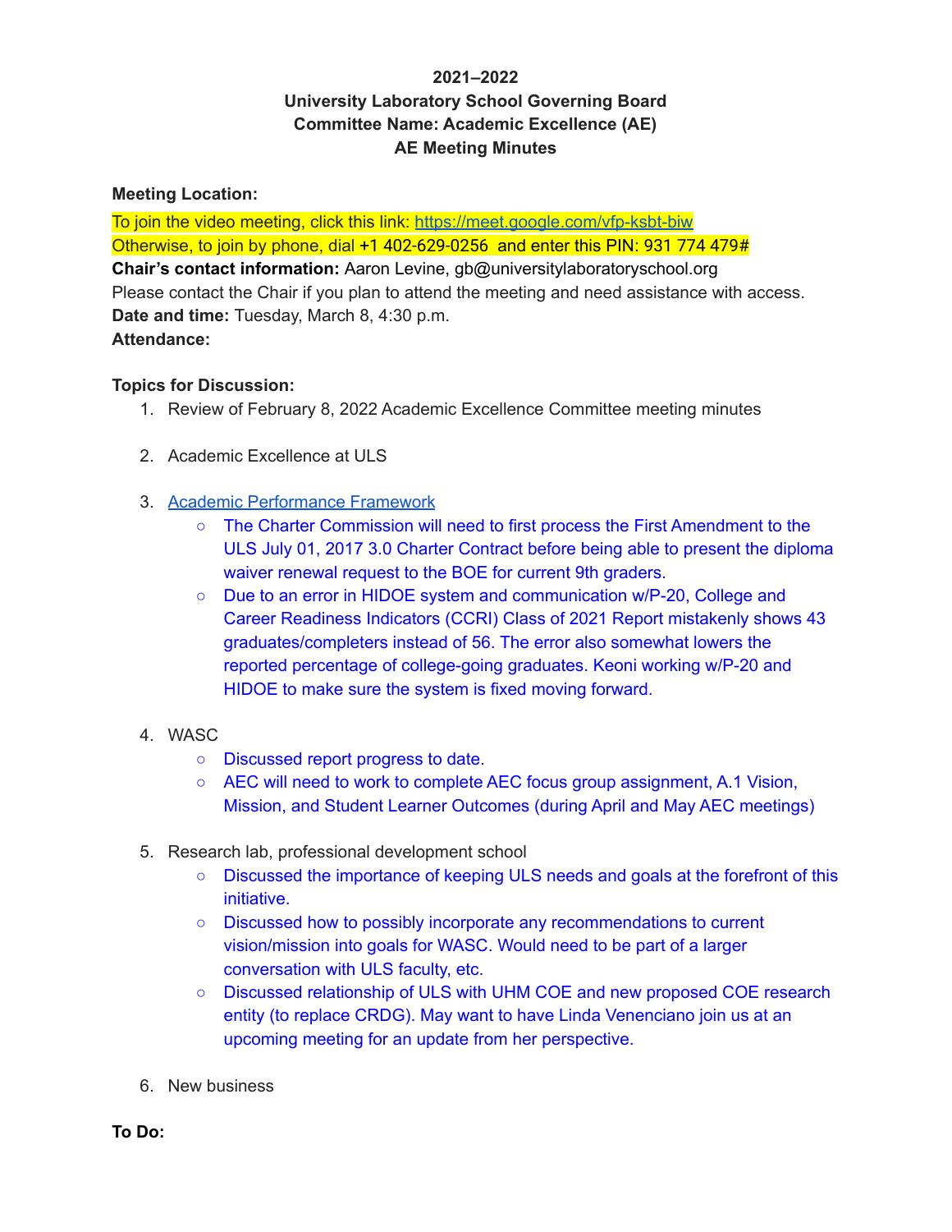**2021–2022**
**University Laboratory School Governing Board**
**Committee Name: Academic Excellence (AE)**
**AE Meeting Minutes**

**Meeting Location:**

To join the video meeting, click this link: [https://meet.google.com/vfp-ksbt-biw](https://meet.google.com/vfp-ksbt-biw)
Otherwise, to join by phone, dial +1 402-629-0256 and enter this PIN: 931 774 479#
**Chair's contact information:** Aaron Levine, gb@universitylaboratoryschool.org
Please contact the Chair if you plan to attend the meeting and need assistance with access.
**Date and time:** Tuesday, March 8, 4:30 p.m.
**Attendance:**

**Topics for Discussion:**

1. Review of February 8, 2022 Academic Excellence Committee meeting minutes

2. Academic Excellence at ULS

3. Academic Performance Framework
   - The Charter Commission will need to first process the First Amendment to the ULS July 01, 2017 3.0 Charter Contract before being able to present the diploma waiver renewal request to the BOE for current 9th graders.
   - Due to an error in HIDOE system and communication w/P-20, College and Career Readiness Indicators (CCRI) Class of 2021 Report mistakenly shows 43 graduates/completers instead of 56. The error also somewhat lowers the reported percentage of college-going graduates. Keoni working w/P-20 and HIDOE to make sure the system is fixed moving forward.

4. WASC
   - Discussed report progress to date.
   - AEC will need to work to complete AEC focus group assignment, A.1 Vision, Mission, and Student Learner Outcomes (during April and May AEC meetings)

5. Research lab, professional development school
   - Discussed the importance of keeping ULS needs and goals at the forefront of this initiative.
   - Discussed how to possibly incorporate any recommendations to current vision/mission into goals for WASC. Would need to be part of a larger conversation with ULS faculty, etc.
   - Discussed relationship of ULS with UHM COE and new proposed COE research entity (to replace CRDG). May want to have Linda Venenciano join us at an upcoming meeting for an update from her perspective.

6. New business

**To Do:**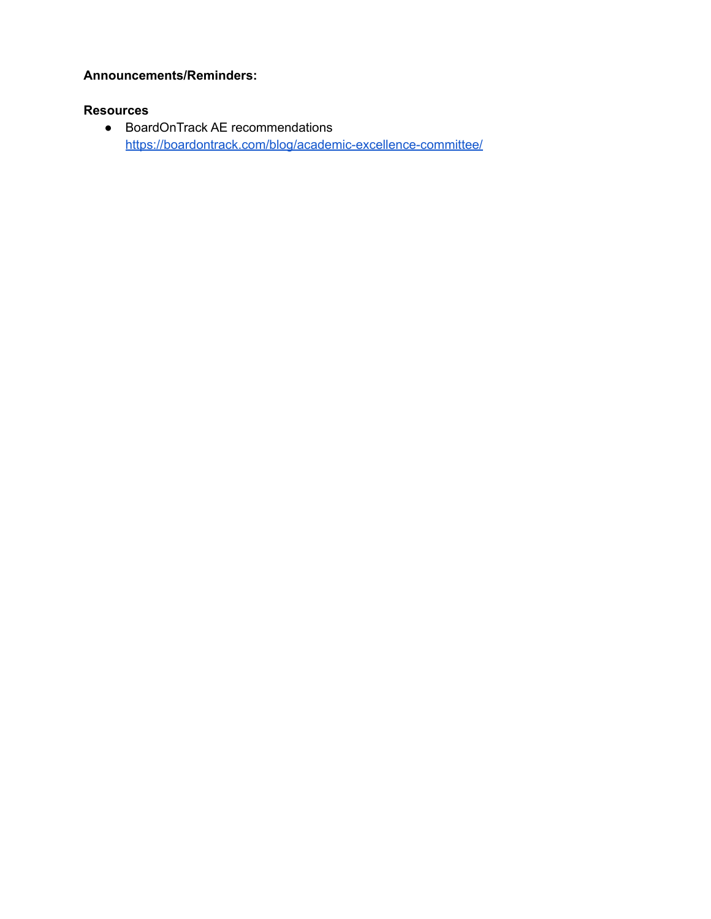**Announcements/Reminders:**

**Resources**

- BoardOnTrack AE recommendations
  https://boardontrack.com/blog/academic-excellence-committee/